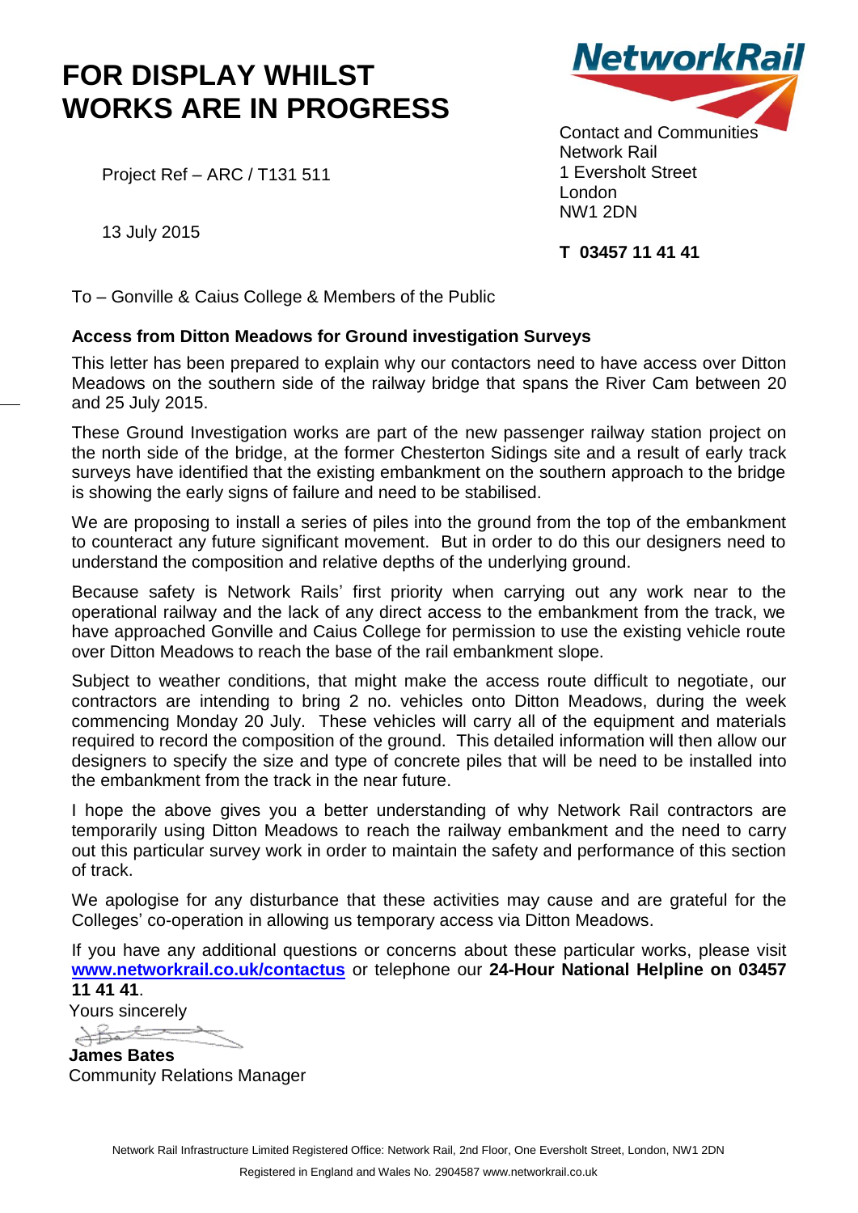# FOR DISPLAY WHILST WORKS ARE IN PROGRESS

Project Ref – ARC / T131 511

13 July 2015

Contact and Communities
Network Rail
1 Eversholt Street
London
NW1 2DN

**T 03457 11 41 41**

To – Gonville & Caius College & Members of the Public

**Access from Ditton Meadows for Ground investigation Surveys**

This letter has been prepared to explain why our contactors need to have access over Ditton Meadows on the southern side of the railway bridge that spans the River Cam between 20 and 25 July 2015.

These Ground Investigation works are part of the new passenger railway station project on the north side of the bridge, at the former Chesterton Sidings site and a result of early track surveys have identified that the existing embankment on the southern approach to the bridge is showing the early signs of failure and need to be stabilised.

We are proposing to install a series of piles into the ground from the top of the embankment to counteract any future significant movement. But in order to do this our designers need to understand the composition and relative depths of the underlying ground.

Because safety is Network Rails' first priority when carrying out any work near to the operational railway and the lack of any direct access to the embankment from the track, we have approached Gonville and Caius College for permission to use the existing vehicle route over Ditton Meadows to reach the base of the rail embankment slope.

Subject to weather conditions, that might make the access route difficult to negotiate, our contractors are intending to bring 2 no. vehicles onto Ditton Meadows, during the week commencing Monday 20 July. These vehicles will carry all of the equipment and materials required to record the composition of the ground. This detailed information will then allow our designers to specify the size and type of concrete piles that will be need to be installed into the embankment from the track in the near future.

I hope the above gives you a better understanding of why Network Rail contractors are temporarily using Ditton Meadows to reach the railway embankment and the need to carry out this particular survey work in order to maintain the safety and performance of this section of track.

We apologise for any disturbance that these activities may cause and are grateful for the Colleges' co-operation in allowing us temporary access via Ditton Meadows.

If you have any additional questions or concerns about these particular works, please visit **www.networkrail.co.uk/contactus** or telephone our **24-Hour National Helpline on 03457 11 41 41**.

Yours sincerely

**James Bates**
Community Relations Manager

Network Rail Infrastructure Limited Registered Office: Network Rail, 2nd Floor, One Eversholt Street, London, NW1 2DN
Registered in England and Wales No. 2904587 www.networkrail.co.uk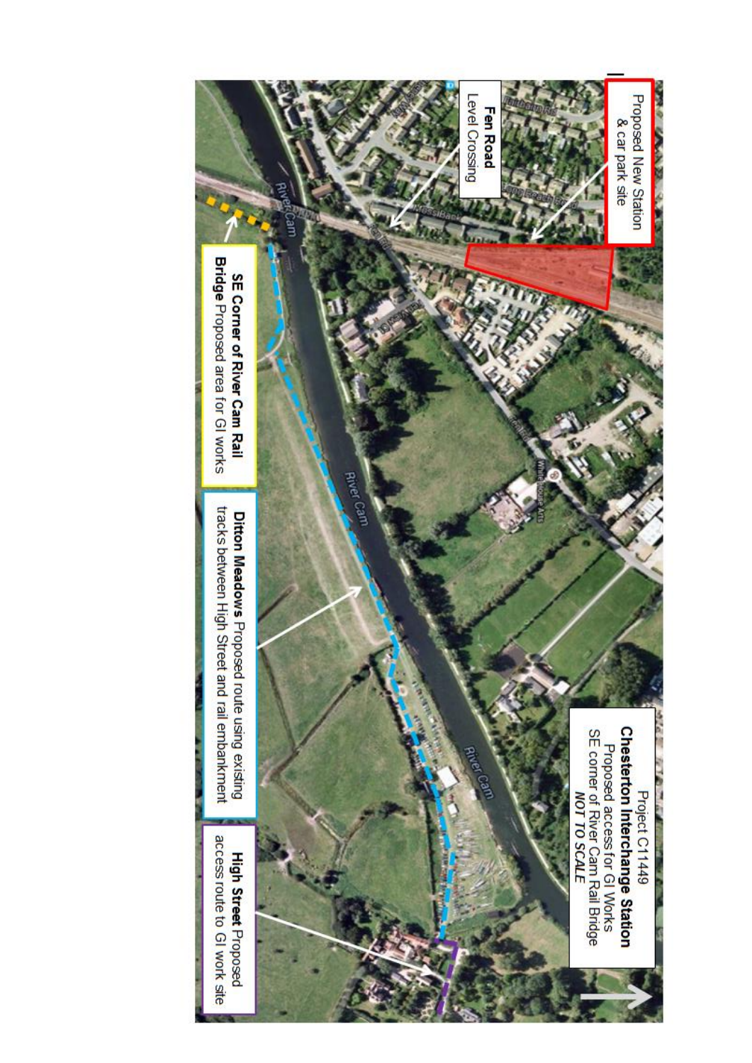Project C1449

**Chesterton Interchange Station**

Proposed access for GI Works

SE corner of River Cam Rail Bridge

*NOT TO SCALE*

Proposed New Station & car park site

**Fen Road** Level Crossing

**SE Corner of River Cam Rail Bridge** Proposed area for GI works

**Ditton Meadows** Proposed route using existing tracks between High Street and rail embankment

**High Street** Proposed access route to GI work site

River Cam

River Cam

River Cam

River Cam